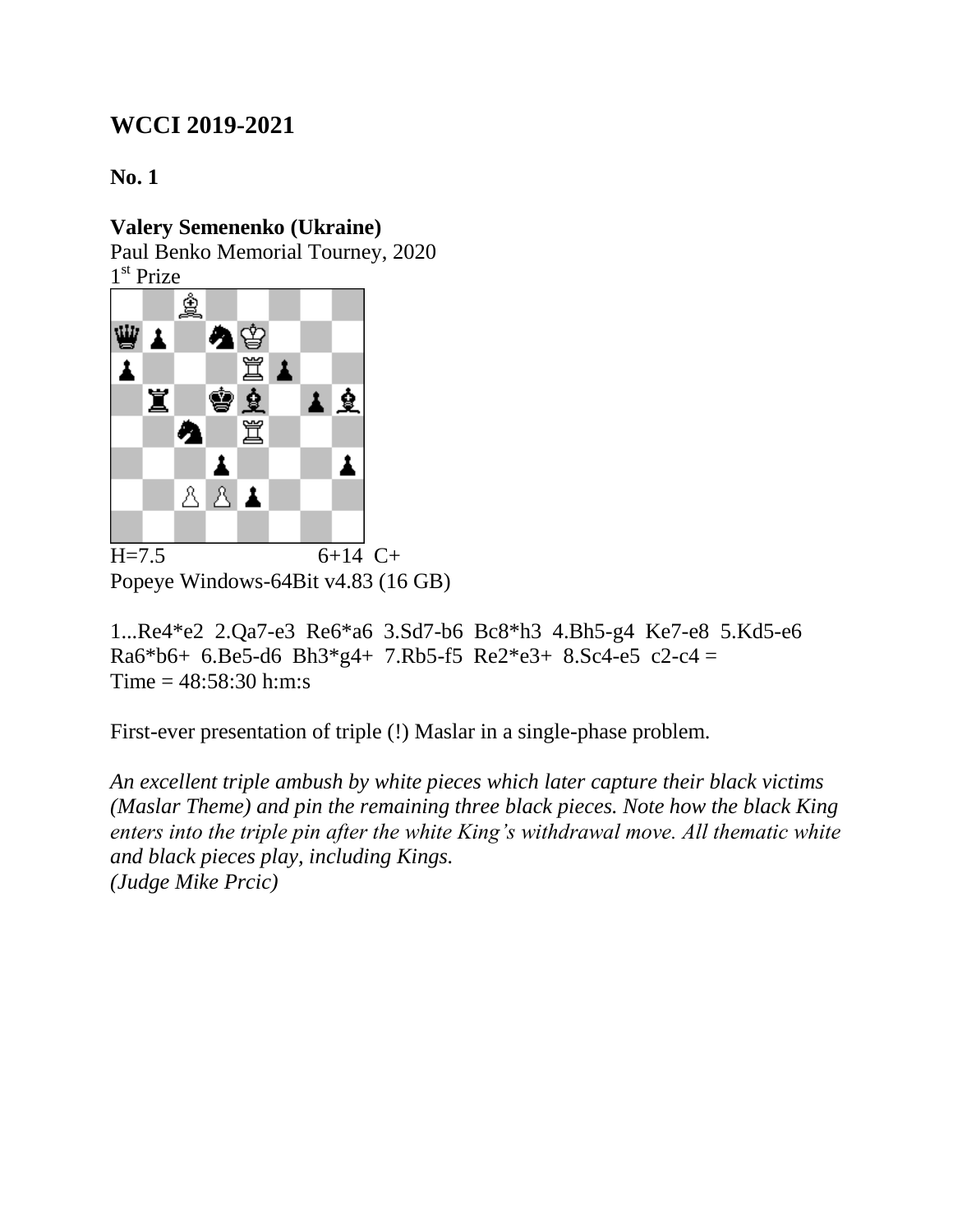## WCCI 2019-2021

**No. 1**

**Valery Semenenko (Ukraine)**
Paul Benko Memorial Tourney, 2020
1st Prize

H=7.5 6+14 C+
Popeye Windows-64Bit v4.83 (16 GB)

1...Re4*e2 2.Qa7-e3 Re6*a6 3.Sd7-b6 Bc8*h3 4.Bh5-g4 Ke7-e8 5.Kd5-e6 Ra6*b6+ 6.Be5-d6 Bh3*g4+ 7.Rb5-f5 Re2*e3+ 8.Sc4-e5 c2-c4 =
Time = 48:58:30 h:m:s

First-ever presentation of triple (!) Maslar in a single-phase problem.

*An excellent triple ambush by white pieces which later capture their black victims (Maslar Theme) and pin the remaining three black pieces. Note how the black King enters into the triple pin after the white King's withdrawal move. All thematic white and black pieces play, including Kings.*
*(Judge Mike Prcic)*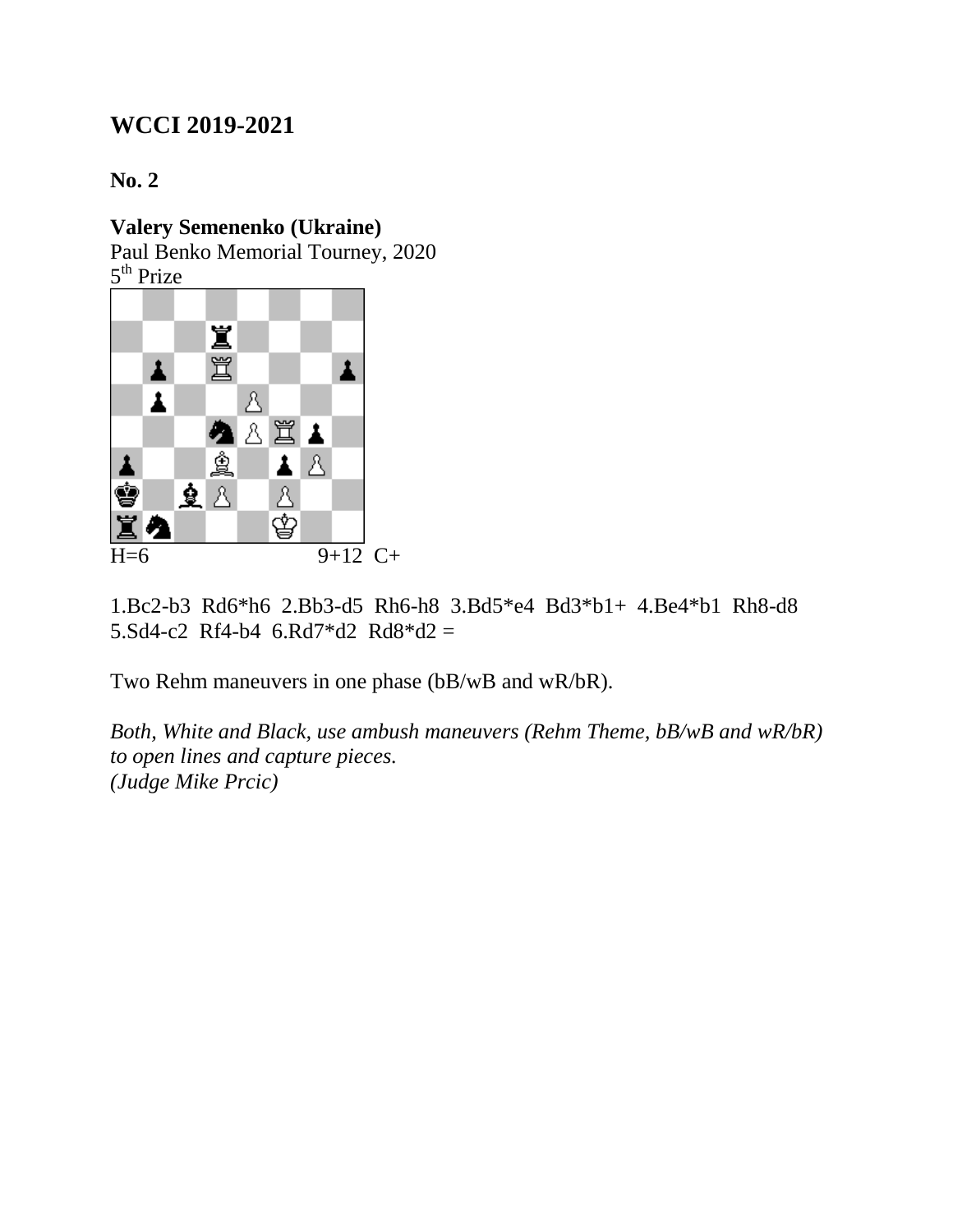## WCCI 2019-2021

**No. 2**

**Valery Semenenko (Ukraine)**
Paul Benko Memorial Tourney, 2020
5th Prize

H=6 9+12 C+

1.Bc2-b3 Rd6*h6 2.Bb3-d5 Rh6-h8 3.Bd5*e4 Bd3*b1+ 4.Be4*b1 Rh8-d8 5.Sd4-c2 Rf4-b4 6.Rd7*d2 Rd8*d2 =

Two Rehm maneuvers in one phase (bB/wB and wR/bR).

*Both, White and Black, use ambush maneuvers (Rehm Theme, bB/wB and wR/bR) to open lines and capture pieces.*
*(Judge Mike Prcic)*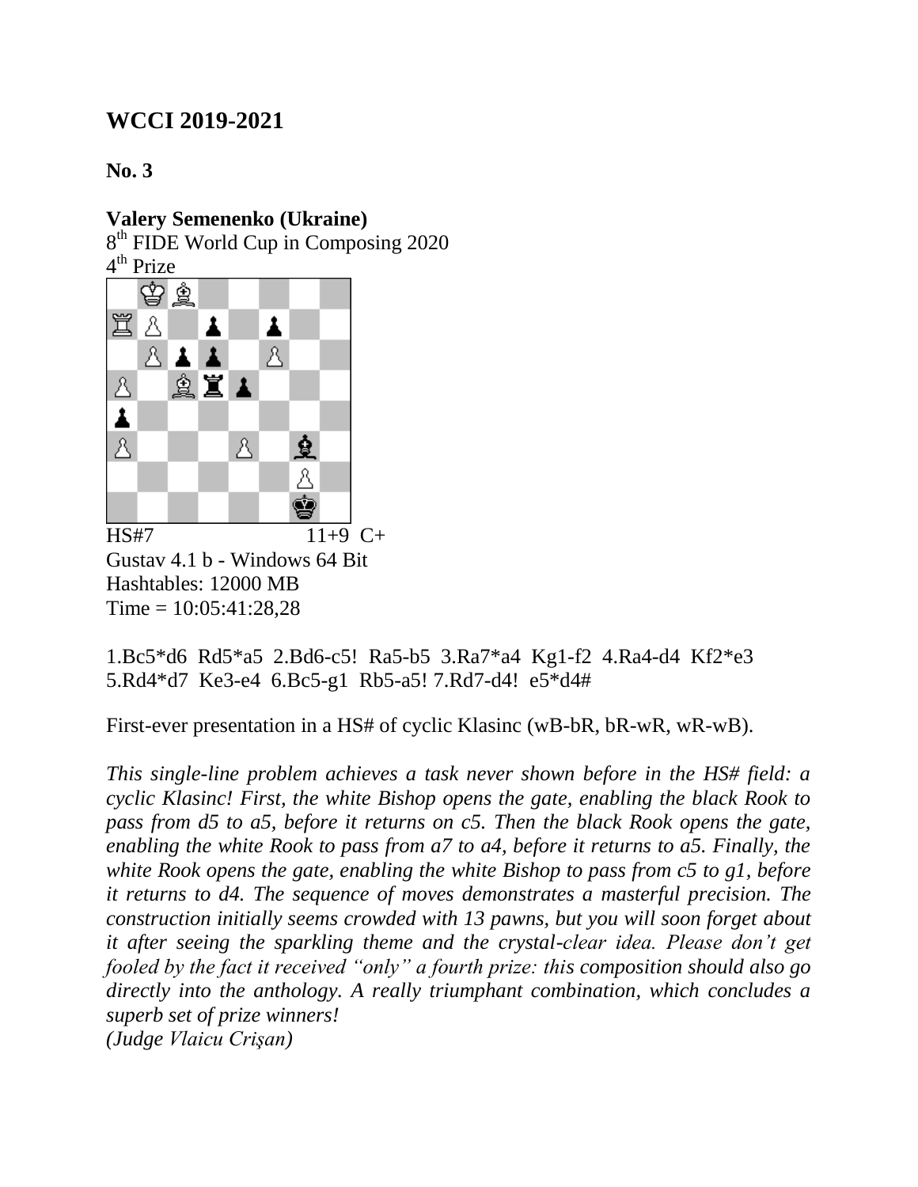## WCCI 2019-2021

**No. 3**

**Valery Semenenko (Ukraine)**
8th FIDE World Cup in Composing 2020
4th Prize

HS#7 11+9 C+
Gustav 4.1 b - Windows 64 Bit
Hashtables: 12000 MB
Time = 10:05:41:28,28

1.Bc5*d6 Rd5*a5 2.Bd6-c5! Ra5-b5 3.Ra7*a4 Kg1-f2 4.Ra4-d4 Kf2*e3 5.Rd4*d7 Ke3-e4 6.Bc5-g1 Rb5-a5! 7.Rd7-d4! e5*d4#

First-ever presentation in a HS# of cyclic Klasinc (wB-bR, bR-wR, wR-wB).

*This single-line problem achieves a task never shown before in the HS# field: a cyclic Klasinc! First, the white Bishop opens the gate, enabling the black Rook to pass from d5 to a5, before it returns on c5. Then the black Rook opens the gate, enabling the white Rook to pass from a7 to a4, before it returns to a5. Finally, the white Rook opens the gate, enabling the white Bishop to pass from c5 to g1, before it returns to d4. The sequence of moves demonstrates a masterful precision. The construction initially seems crowded with 13 pawns, but you will soon forget about it after seeing the sparkling theme and the crystal-clear idea. Please don't get fooled by the fact it received "only" a fourth prize: this composition should also go directly into the anthology. A really triumphant combination, which concludes a superb set of prize winners!*
*(Judge Vlaicu Crişan)*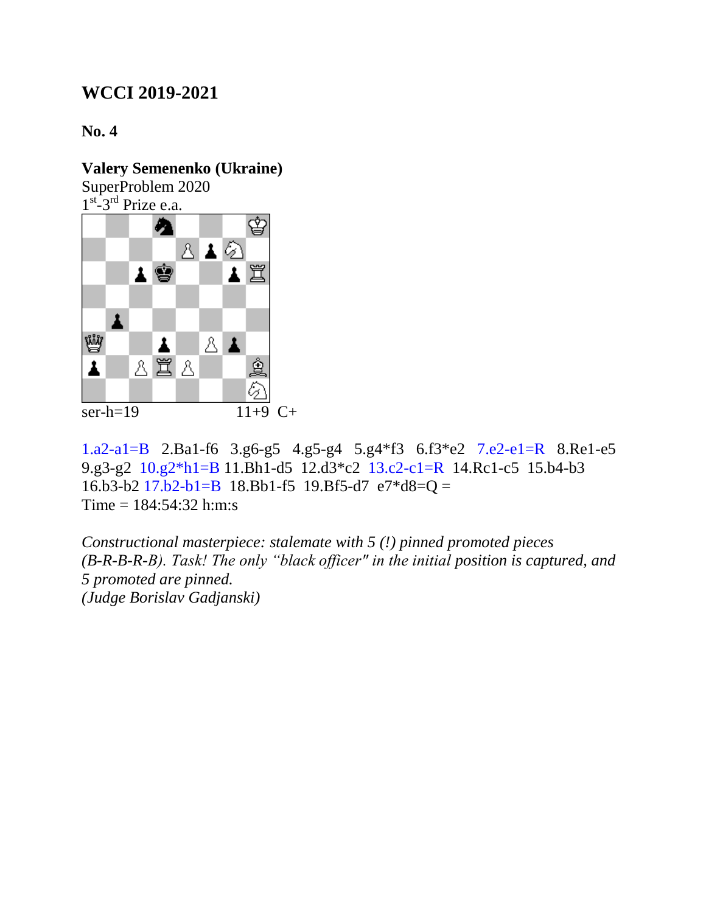## WCCI 2019-2021

### No. 4

**Valery Semenenko (Ukraine)**
SuperProblem 2020
1st-3rd Prize e.a.

ser-h=19 11+9 C+

1.a2-a1=B 2.Ba1-f6 3.g6-g5 4.g5-g4 5.g4*f3 6.f3*e2 7.e2-e1=R 8.Re1-e5 9.g3-g2 10.g2*h1=B 11.Bh1-d5 12.d3*c2 13.c2-c1=R 14.Rc1-c5 15.b4-b3 16.b3-b2 17.b2-b1=B 18.Bb1-f5 19.Bf5-d7 e7*d8=Q =
Time = 184:54:32 h:m:s

*Constructional masterpiece: stalemate with 5 (!) pinned promoted pieces (B-R-B-R-B). Task! The only "black officer" in the initial position is captured, and 5 promoted are pinned.*
*(Judge Borislav Gadjanski)*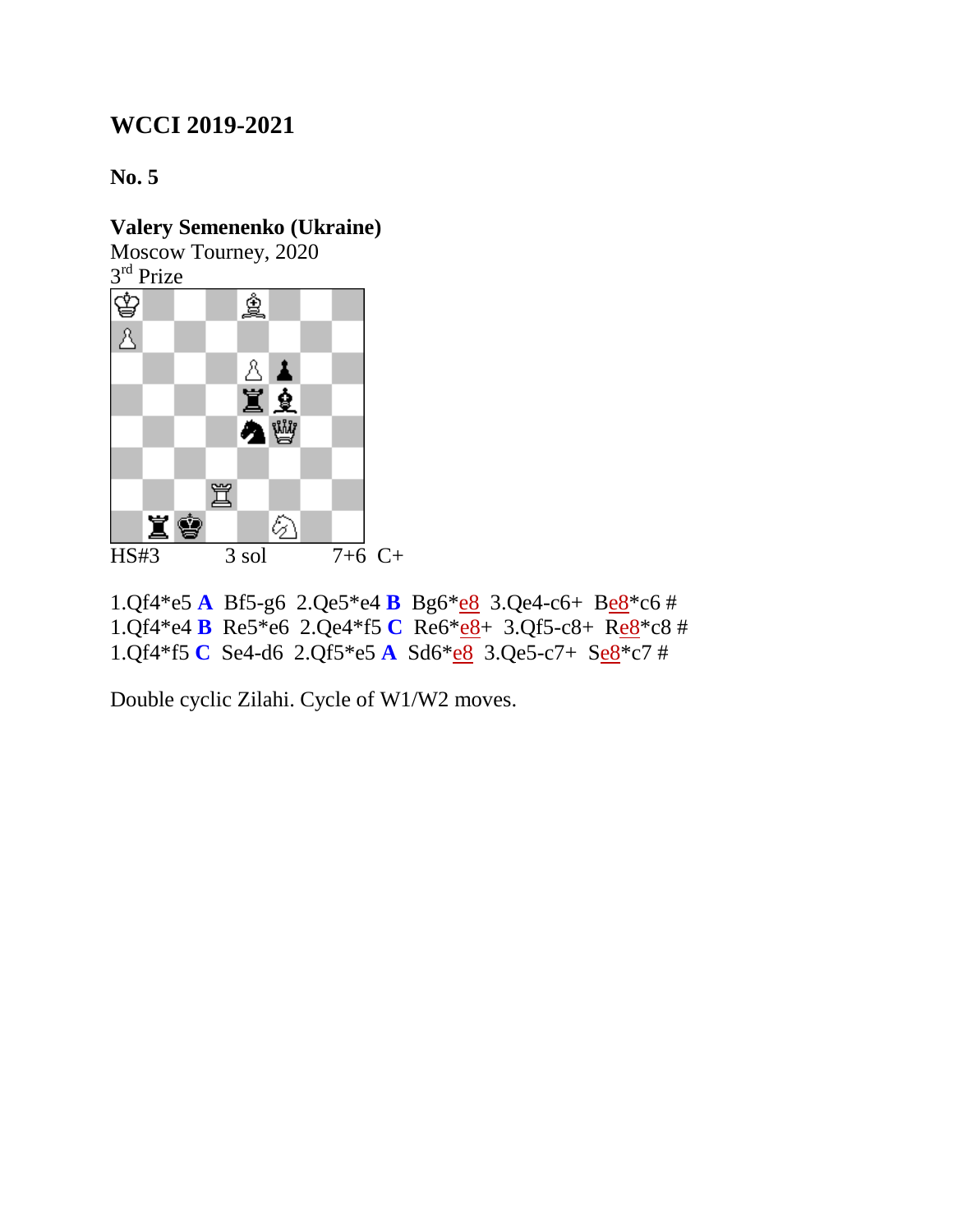## WCCI 2019-2021

**No. 5**

**Valery Semenenko (Ukraine)**
Moscow Tourney, 2020
3rd Prize

HS#3 3 sol 7+6 C+

1.Qf4*e5 **A** Bf5-g6 2.Qe5*e4 **B** Bg6*e8 3.Qe4-c6+ Be8*c6 #
1.Qf4*e4 **B** Re5*e6 2.Qe4*f5 **C** Re6*e8+ 3.Qf5-c8+ Re8*c8 #
1.Qf4*f5 **C** Se4-d6 2.Qf5*e5 **A** Sd6*e8 3.Qe5-c7+ Se8*c7 #

Double cyclic Zilahi. Cycle of W1/W2 moves.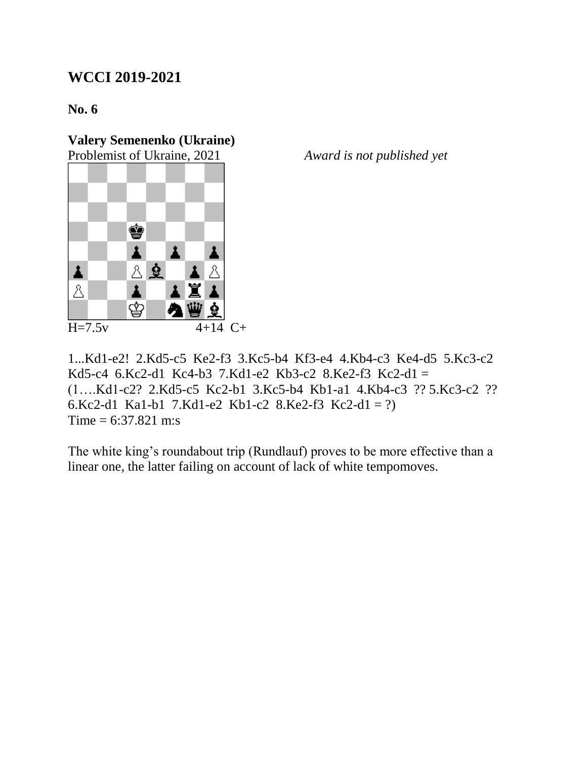## WCCI 2019-2021

**No. 6**

**Valery Semenenko (Ukraine)**

Problemist of Ukraine, 2021 *Award is not published yet*

H=7.5v 4+14 C+

1...Kd1-e2! 2.Kd5-c5 Ke2-f3 3.Kc5-b4 Kf3-e4 4.Kb4-c3 Ke4-d5 5.Kc3-c2 Kd5-c4 6.Kc2-d1 Kc4-b3 7.Kd1-e2 Kb3-c2 8.Ke2-f3 Kc2-d1 =
(1….Kd1-c2? 2.Kd5-c5 Kc2-b1 3.Kc5-b4 Kb1-a1 4.Kb4-c3 ?? 5.Kc3-c2 ?? 6.Kc2-d1 Ka1-b1 7.Kd1-e2 Kb1-c2 8.Ke2-f3 Kc2-d1 = ?)
Time = 6:37.821 m:s

The white king's roundabout trip (Rundlauf) proves to be more effective than a linear one, the latter failing on account of lack of white tempomoves.